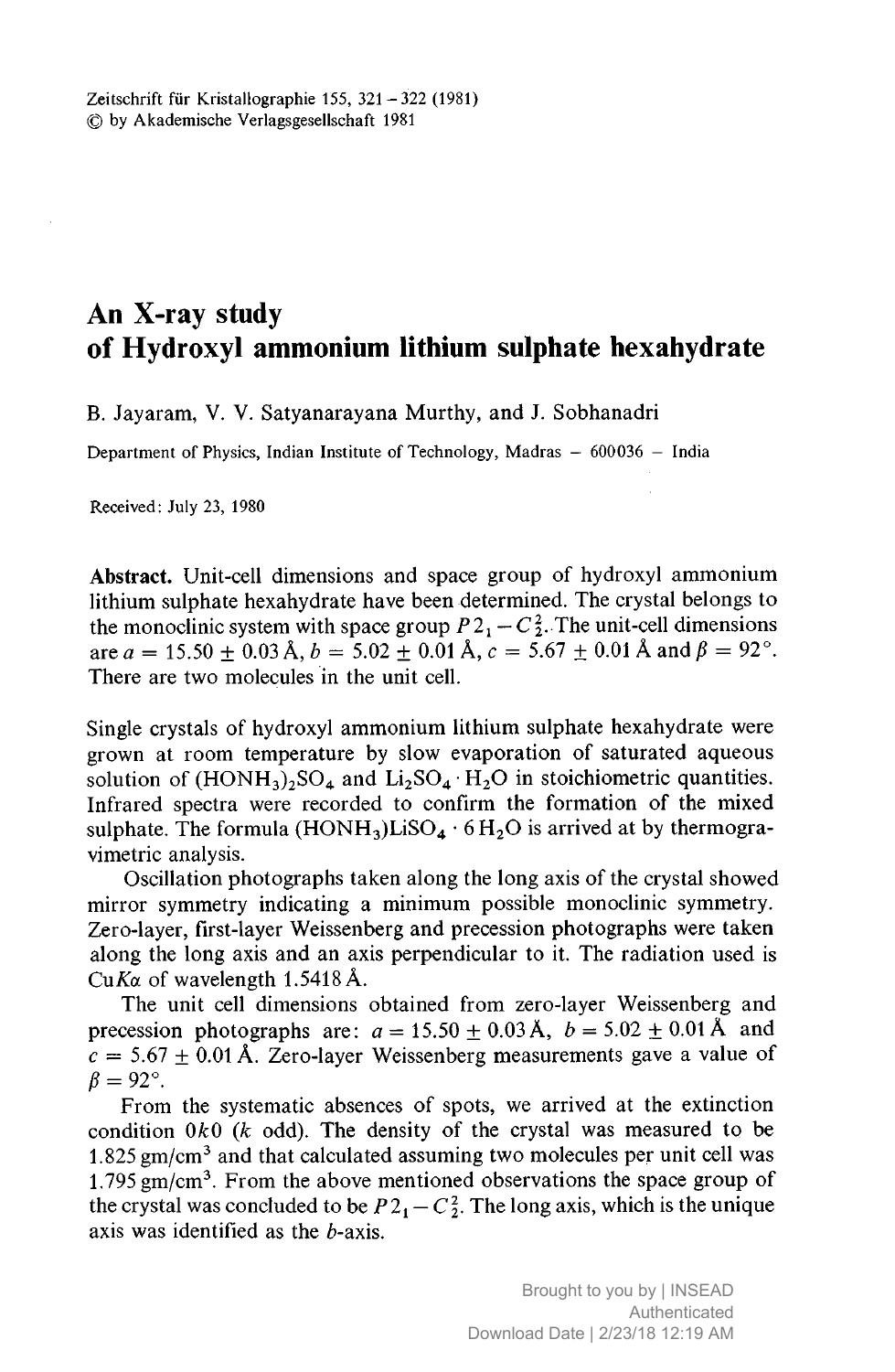# An X-ray study of Hydroxyl ammonium lithium sulphate hexahydrate

B. Jayaram, V. V. Satyanarayana Murthy, and J. Sobhanadri

Department of Physics, Indian Institute of Technology, Madras – 600036 – India

Received: July 23, 1980

**Abstract.** Unit-cell dimensions and space group of hydroxyl ammonium lithium sulphate hexahydrate have been determined. The crystal belongs to the monoclinic system with space group $P2_1 - C_2^2$. The unit-cell dimensions are $a = 15.50 \pm 0.03$ Å, $b = 5.02 \pm 0.01$ Å, $c = 5.67 \pm 0.01$ Å and $\beta = 92°$. There are two molecules in the unit cell.

Single crystals of hydroxyl ammonium lithium sulphate hexahydrate were grown at room temperature by slow evaporation of saturated aqueous solution of $(HONH_3)_2SO_4$ and $Li_2SO_4 \cdot H_2O$ in stoichiometric quantities. Infrared spectra were recorded to confirm the formation of the mixed sulphate. The formula $(HONH_3)LiSO_4 \cdot 6\,H_2O$ is arrived at by thermogravimetric analysis.

Oscillation photographs taken along the long axis of the crystal showed mirror symmetry indicating a minimum possible monoclinic symmetry. Zero-layer, first-layer Weissenberg and precession photographs were taken along the long axis and an axis perpendicular to it. The radiation used is Cu$K\alpha$ of wavelength 1.5418 Å.

The unit cell dimensions obtained from zero-layer Weissenberg and precession photographs are: $a = 15.50 \pm 0.03$ Å, $b = 5.02 \pm 0.01$ Å and $c = 5.67 \pm 0.01$ Å. Zero-layer Weissenberg measurements gave a value of $\beta = 92°$.

From the systematic absences of spots, we arrived at the extinction condition $0k0$ ($k$ odd). The density of the crystal was measured to be 1.825 gm/cm$^3$ and that calculated assuming two molecules per unit cell was 1.795 gm/cm$^3$. From the above mentioned observations the space group of the crystal was concluded to be $P2_1 - C_2^2$. The long axis, which is the unique axis was identified as the $b$-axis.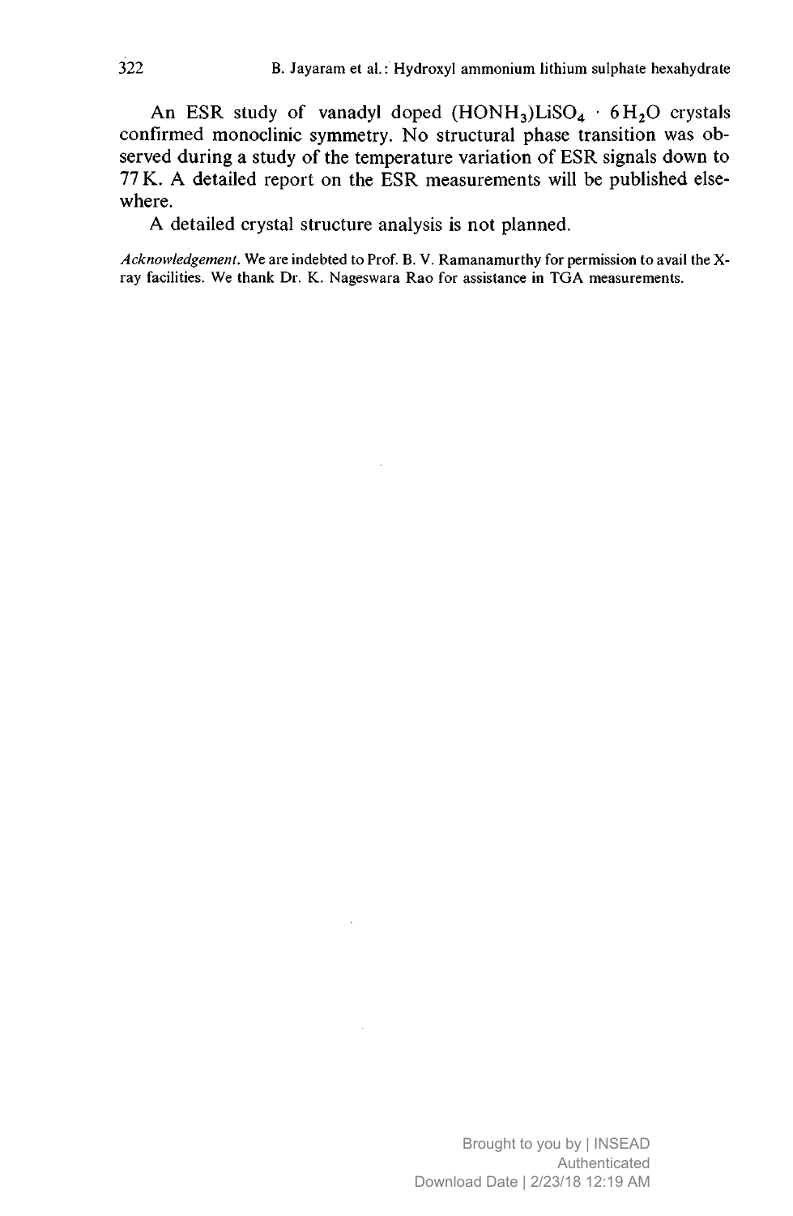An ESR study of vanadyl doped $(HONH_3)LiSO_4 \cdot 6H_2O$ crystals confirmed monoclinic symmetry. No structural phase transition was observed during a study of the temperature variation of ESR signals down to 77 K. A detailed report on the ESR measurements will be published elsewhere.

A detailed crystal structure analysis is not planned.

*Acknowledgement.* We are indebted to Prof. B. V. Ramanamurthy for permission to avail the X-ray facilities. We thank Dr. K. Nageswara Rao for assistance in TGA measurements.